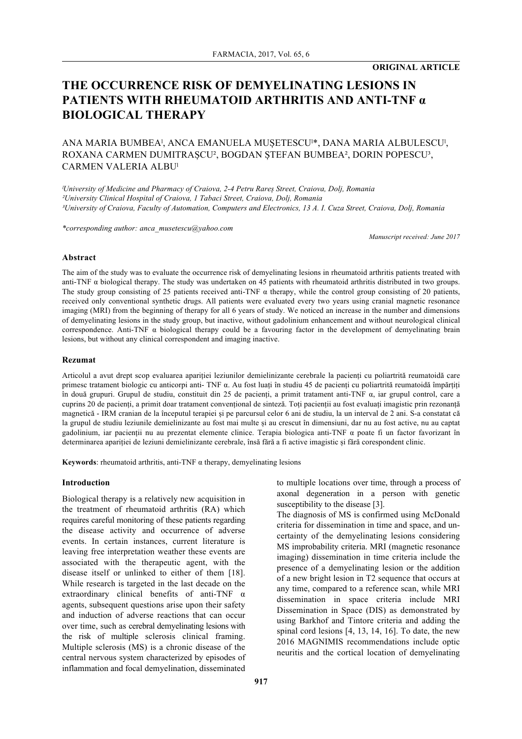**ORIGINAL ARTICLE**

# THE OCCURRENCE RISK OF DEMYELINATING LESIONS IN PATIENTS WITH RHEUMATOID ARTHRITIS AND ANTI-TNF α BIOLOGICAL THERAPY

ANA MARIA BUMBEA[1], ANCA EMANUELA MUȘETESCU[1]*, DANA MARIA ALBULESCU[1], ROXANA CARMEN DUMITRAȘCU[2], BOGDAN ȘTEFAN BUMBEA[2], DORIN POPESCU[3], CARMEN VALERIA ALBU[1]

*[1]University of Medicine and Pharmacy of Craiova, 2-4 Petru Rareș Street, Craiova, Dolj, Romania*
*[2]University Clinical Hospital of Craiova, 1 Tabaci Street, Craiova, Dolj, Romania*
*[3]University of Craiova, Faculty of Automation, Computers and Electronics, 13 A. I. Cuza Street, Craiova, Dolj, Romania*

*\*corresponding author: anca_musetescu@yahoo.com*

*Manuscript received: June 2017*

### Abstract

The aim of the study was to evaluate the occurrence risk of demyelinating lesions in rheumatoid arthritis patients treated with anti-TNF α biological therapy. The study was undertaken on 45 patients with rheumatoid arthritis distributed in two groups. The study group consisting of 25 patients received anti-TNF α therapy, while the control group consisting of 20 patients, received only conventional synthetic drugs. All patients were evaluated every two years using cranial magnetic resonance imaging (MRI) from the beginning of therapy for all 6 years of study. We noticed an increase in the number and dimensions of demyelinating lesions in the study group, but inactive, without gadolinium enhancement and without neurological clinical correspondence. Anti-TNF α biological therapy could be a favouring factor in the development of demyelinating brain lesions, but without any clinical correspondent and imaging inactive.

### Rezumat

Articolul a avut drept scop evaluarea apariției leziunilor demielinizante cerebrale la pacienți cu poliartrită reumatoidă care primesc tratament biologic cu anticorpi anti- TNF α. Au fost luați în studiu 45 de pacienți cu poliartrită reumatoidă împărțiți în două grupuri. Grupul de studiu, constituit din 25 de pacienți, a primit tratament anti-TNF α, iar grupul control, care a cuprins 20 de pacienți, a primit doar tratament convențional de sinteză. Toți pacienții au fost evaluați imagistic prin rezonanță magnetică - IRM cranian de la începutul terapiei și pe parcursul celor 6 ani de studiu, la un interval de 2 ani. S-a constatat că la grupul de studiu leziunile demielinizante au fost mai multe și au crescut în dimensiuni, dar nu au fost active, nu au captat gadolinium, iar pacienții nu au prezentat elemente clinice. Terapia biologica anti-TNF α poate fi un factor favorizant în determinarea apariției de leziuni demielinizante cerebrale, însă fără a fi active imagistic și fără corespondent clinic.

**Keywords**: rheumatoid arthritis, anti-TNF α therapy, demyelinating lesions

### Introduction

Biological therapy is a relatively new acquisition in the treatment of rheumatoid arthritis (RA) which requires careful monitoring of these patients regarding the disease activity and occurrence of adverse events. In certain instances, current literature is leaving free interpretation weather these events are associated with the therapeutic agent, with the disease itself or unlinked to either of them [18]. While research is targeted in the last decade on the extraordinary clinical benefits of anti-TNF α agents, subsequent questions arise upon their safety and induction of adverse reactions that can occur over time, such as cerebral demyelinating lesions with the risk of multiple sclerosis clinical framing. Multiple sclerosis (MS) is a chronic disease of the central nervous system characterized by episodes of inflammation and focal demyelination, disseminated to multiple locations over time, through a process of axonal degeneration in a person with genetic susceptibility to the disease [3].

The diagnosis of MS is confirmed using McDonald criteria for dissemination in time and space, and uncertainty of the demyelinating lesions considering MS improbability criteria. MRI (magnetic resonance imaging) dissemination in time criteria include the presence of a demyelinating lesion or the addition of a new bright lesion in T2 sequence that occurs at any time, compared to a reference scan, while MRI dissemination in space criteria include MRI Dissemination in Space (DIS) as demonstrated by using Barkhof and Tintore criteria and adding the spinal cord lesions [4, 13, 14, 16]. To date, the new 2016 MAGNIMIS recommendations include optic neuritis and the cortical location of demyelinating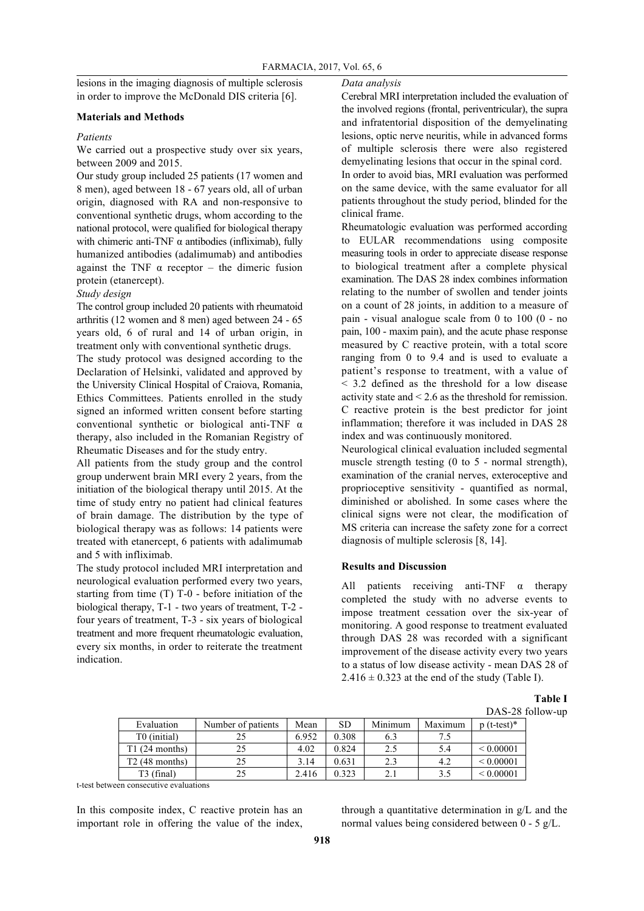lesions in the imaging diagnosis of multiple sclerosis in order to improve the McDonald DIS criteria [6].

## Materials and Methods

*Patients*

We carried out a prospective study over six years, between 2009 and 2015.

Our study group included 25 patients (17 women and 8 men), aged between 18 - 67 years old, all of urban origin, diagnosed with RA and non-responsive to conventional synthetic drugs, whom according to the national protocol, were qualified for biological therapy with chimeric anti-TNF α antibodies (infliximab), fully humanized antibodies (adalimumab) and antibodies against the TNF α receptor – the dimeric fusion protein (etanercept).

*Study design*

The control group included 20 patients with rheumatoid arthritis (12 women and 8 men) aged between 24 - 65 years old, 6 of rural and 14 of urban origin, in treatment only with conventional synthetic drugs.

The study protocol was designed according to the Declaration of Helsinki, validated and approved by the University Clinical Hospital of Craiova, Romania, Ethics Committees. Patients enrolled in the study signed an informed written consent before starting conventional synthetic or biological anti-TNF α therapy, also included in the Romanian Registry of Rheumatic Diseases and for the study entry.

All patients from the study group and the control group underwent brain MRI every 2 years, from the initiation of the biological therapy until 2015. At the time of study entry no patient had clinical features of brain damage. The distribution by the type of biological therapy was as follows: 14 patients were treated with etanercept, 6 patients with adalimumab and 5 with infliximab.

The study protocol included MRI interpretation and neurological evaluation performed every two years, starting from time (T) T-0 - before initiation of the biological therapy, T-1 - two years of treatment, T-2 - four years of treatment, T-3 - six years of biological treatment and more frequent rheumatologic evaluation, every six months, in order to reiterate the treatment indication.

*Data analysis*

Cerebral MRI interpretation included the evaluation of the involved regions (frontal, periventricular), the supra and infratentorial disposition of the demyelinating lesions, optic nerve neuritis, while in advanced forms of multiple sclerosis there were also registered demyelinating lesions that occur in the spinal cord.

In order to avoid bias, MRI evaluation was performed on the same device, with the same evaluator for all patients throughout the study period, blinded for the clinical frame.

Rheumatologic evaluation was performed according to EULAR recommendations using composite measuring tools in order to appreciate disease response to biological treatment after a complete physical examination. The DAS 28 index combines information relating to the number of swollen and tender joints on a count of 28 joints, in addition to a measure of pain - visual analogue scale from 0 to 100 (0 - no pain, 100 - maxim pain), and the acute phase response measured by C reactive protein, with a total score ranging from 0 to 9.4 and is used to evaluate a patient's response to treatment, with a value of < 3.2 defined as the threshold for a low disease activity state and < 2.6 as the threshold for remission. C reactive protein is the best predictor for joint inflammation; therefore it was included in DAS 28 index and was continuously monitored.

Neurological clinical evaluation included segmental muscle strength testing (0 to 5 - normal strength), examination of the cranial nerves, exteroceptive and proprioceptive sensitivity - quantified as normal, diminished or abolished. In some cases where the clinical signs were not clear, the modification of MS criteria can increase the safety zone for a correct diagnosis of multiple sclerosis [8, 14].

## Results and Discussion

All patients receiving anti-TNF α therapy completed the study with no adverse events to impose treatment cessation over the six-year of monitoring. A good response to treatment evaluated through DAS 28 was recorded with a significant improvement of the disease activity every two years to a status of low disease activity - mean DAS 28 of $2.416 \pm 0.323$ at the end of the study (Table I).

**Table I**

DAS-28 follow-up

| Evaluation | Number of patients | Mean | SD | Minimum | Maximum | p (t-test)* |
|---|---|---|---|---|---|---|
| T0 (initial) | 25 | 6.952 | 0.308 | 6.3 | 7.5 | |
| T1 (24 months) | 25 | 4.02 | 0.824 | 2.5 | 5.4 | < 0.00001 |
| T2 (48 months) | 25 | 3.14 | 0.631 | 2.3 | 4.2 | < 0.00001 |
| T3 (final) | 25 | 2.416 | 0.323 | 2.1 | 3.5 | < 0.00001 |

t-test between consecutive evaluations

In this composite index, C reactive protein has an important role in offering the value of the index, through a quantitative determination in g/L and the normal values being considered between 0 - 5 g/L.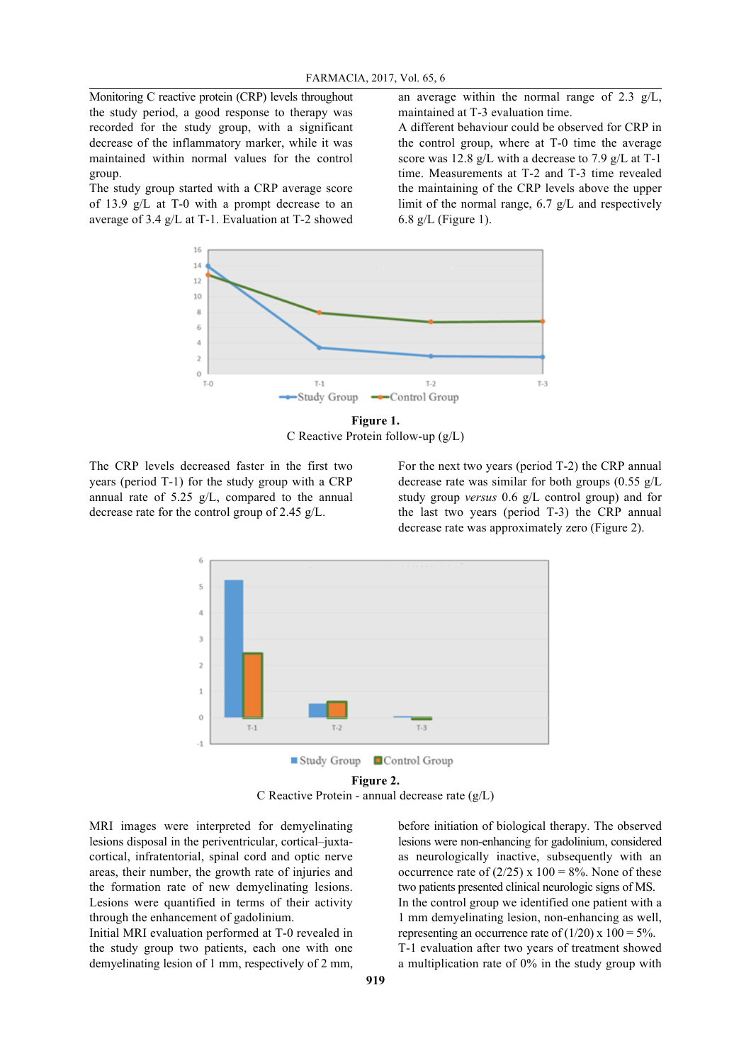Monitoring C reactive protein (CRP) levels throughout the study period, a good response to therapy was recorded for the study group, with a significant decrease of the inflammatory marker, while it was maintained within normal values for the control group.

The study group started with a CRP average score of 13.9 g/L at T-0 with a prompt decrease to an average of 3.4 g/L at T-1. Evaluation at T-2 showed an average within the normal range of 2.3 g/L, maintained at T-3 evaluation time.

A different behaviour could be observed for CRP in the control group, where at T-0 time the average score was 12.8 g/L with a decrease to 7.9 g/L at T-1 time. Measurements at T-2 and T-3 time revealed the maintaining of the CRP levels above the upper limit of the normal range, 6.7 g/L and respectively 6.8 g/L (Figure 1).

**Figure 1.**
C Reactive Protein follow-up (g/L)

The CRP levels decreased faster in the first two years (period T-1) for the study group with a CRP annual rate of 5.25 g/L, compared to the annual decrease rate for the control group of 2.45 g/L.

For the next two years (period T-2) the CRP annual decrease rate was similar for both groups (0.55 g/L study group *versus* 0.6 g/L control group) and for the last two years (period T-3) the CRP annual decrease rate was approximately zero (Figure 2).

**Figure 2.**
C Reactive Protein - annual decrease rate (g/L)

MRI images were interpreted for demyelinating lesions disposal in the periventricular, cortical–juxta-cortical, infratentorial, spinal cord and optic nerve areas, their number, the growth rate of injuries and the formation rate of new demyelinating lesions. Lesions were quantified in terms of their activity through the enhancement of gadolinium.

Initial MRI evaluation performed at T-0 revealed in the study group two patients, each one with one demyelinating lesion of 1 mm, respectively of 2 mm, before initiation of biological therapy. The observed lesions were non-enhancing for gadolinium, considered as neurologically inactive, subsequently with an occurrence rate of (2/25) x 100 = 8%. None of these two patients presented clinical neurologic signs of MS.

In the control group we identified one patient with a 1 mm demyelinating lesion, non-enhancing as well, representing an occurrence rate of (1/20) x 100 = 5%.

T-1 evaluation after two years of treatment showed a multiplication rate of 0% in the study group with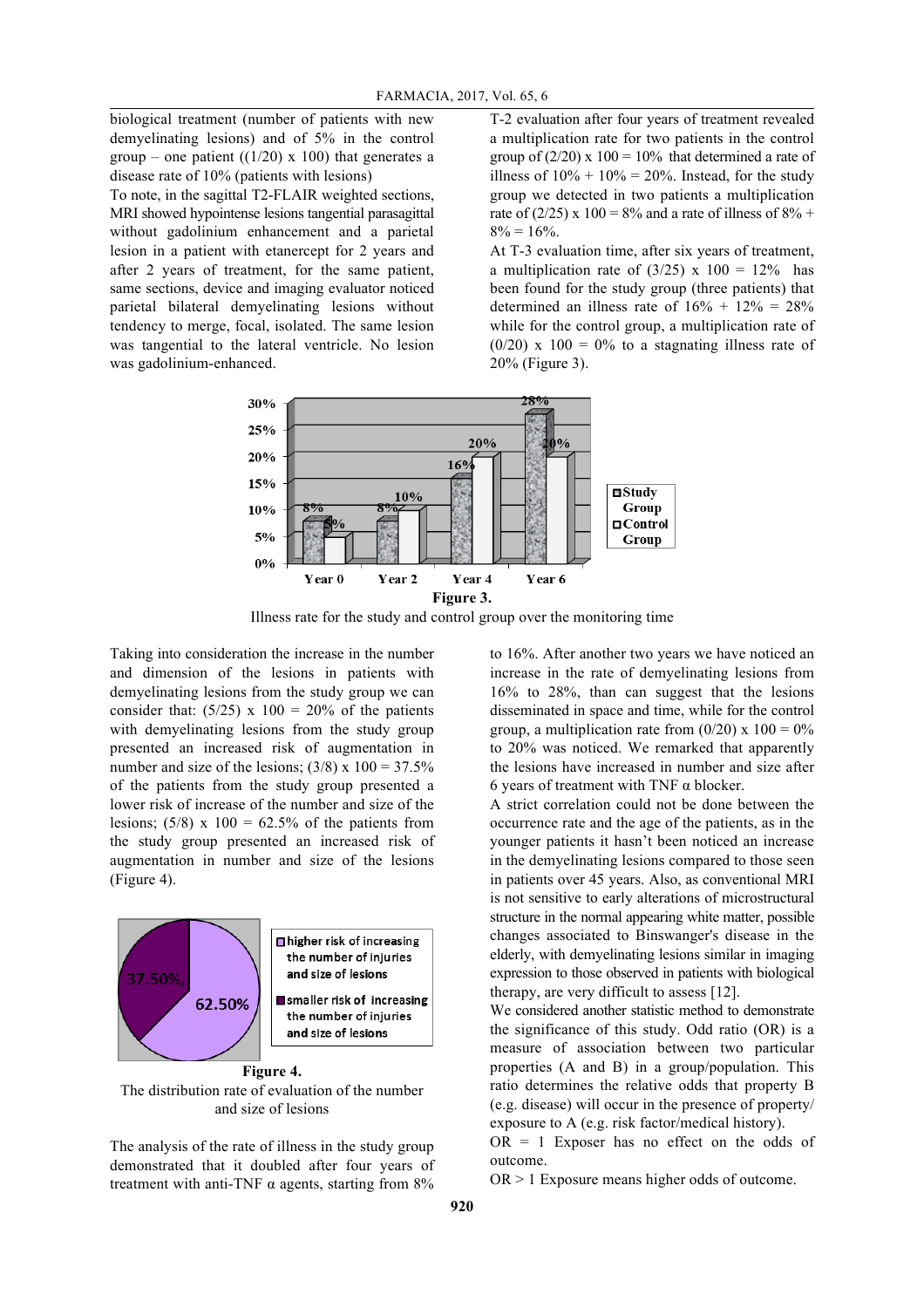biological treatment (number of patients with new demyelinating lesions) and of 5% in the control group – one patient ((1/20) x 100) that generates a disease rate of 10% (patients with lesions)

To note, in the sagittal T2-FLAIR weighted sections, MRI showed hypointense lesions tangential parasagittal without gadolinium enhancement and a parietal lesion in a patient with etanercept for 2 years and after 2 years of treatment, for the same patient, same sections, device and imaging evaluator noticed parietal bilateral demyelinating lesions without tendency to merge, focal, isolated. The same lesion was tangential to the lateral ventricle. No lesion was gadolinium-enhanced.

T-2 evaluation after four years of treatment revealed a multiplication rate for two patients in the control group of (2/20) x 100 = 10% that determined a rate of illness of 10% + 10% = 20%. Instead, for the study group we detected in two patients a multiplication rate of (2/25) x 100 = 8% and a rate of illness of 8% + 8% = 16%.

At T-3 evaluation time, after six years of treatment, a multiplication rate of (3/25) x 100 = 12% has been found for the study group (three patients) that determined an illness rate of 16% + 12% = 28% while for the control group, a multiplication rate of (0/20) x 100 = 0% to a stagnating illness rate of 20% (Figure 3).

**Figure 3.**

Illness rate for the study and control group over the monitoring time

Taking into consideration the increase in the number and dimension of the lesions in patients with demyelinating lesions from the study group we can consider that: (5/25) x 100 = 20% of the patients with demyelinating lesions from the study group presented an increased risk of augmentation in number and size of the lesions; (3/8) x 100 = 37.5% of the patients from the study group presented a lower risk of increase of the number and size of the lesions; (5/8) x 100 = 62.5% of the patients from the study group presented an increased risk of augmentation in number and size of the lesions (Figure 4).

**Figure 4.**

The distribution rate of evaluation of the number and size of lesions

The analysis of the rate of illness in the study group demonstrated that it doubled after four years of treatment with anti-TNF α agents, starting from 8% to 16%. After another two years we have noticed an increase in the rate of demyelinating lesions from 16% to 28%, than can suggest that the lesions disseminated in space and time, while for the control group, a multiplication rate from (0/20) x 100 = 0% to 20% was noticed. We remarked that apparently the lesions have increased in number and size after 6 years of treatment with TNF α blocker.

A strict correlation could not be done between the occurrence rate and the age of the patients, as in the younger patients it hasn't been noticed an increase in the demyelinating lesions compared to those seen in patients over 45 years. Also, as conventional MRI is not sensitive to early alterations of microstructural structure in the normal appearing white matter, possible changes associated to Binswanger's disease in the elderly, with demyelinating lesions similar in imaging expression to those observed in patients with biological therapy, are very difficult to assess [12].

We considered another statistic method to demonstrate the significance of this study. Odd ratio (OR) is a measure of association between two particular properties (A and B) in a group/population. This ratio determines the relative odds that property B (e.g. disease) will occur in the presence of property/exposure to A (e.g. risk factor/medical history).

OR = 1 Exposer has no effect on the odds of outcome.

OR > 1 Exposure means higher odds of outcome.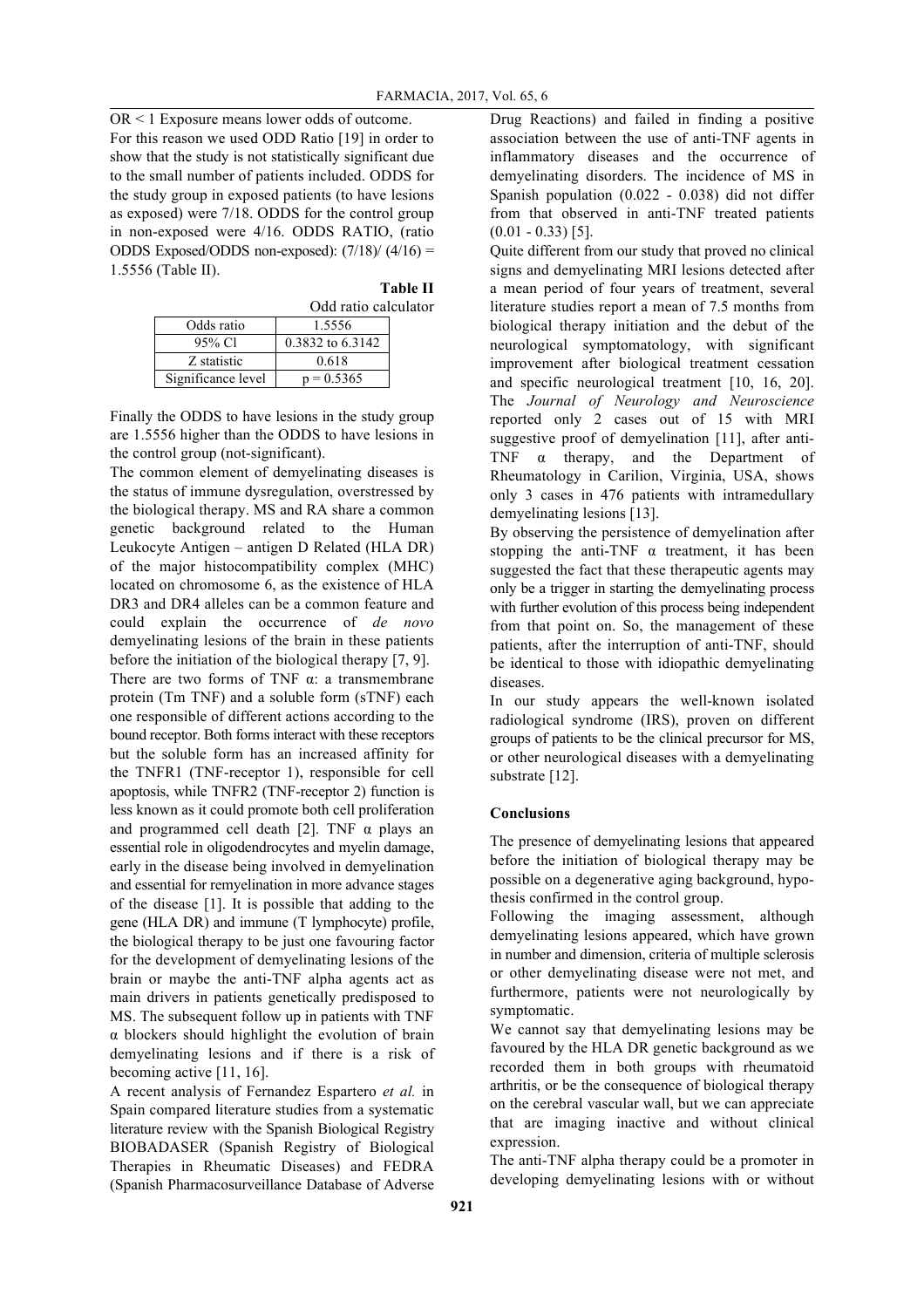OR < 1 Exposure means lower odds of outcome.

For this reason we used ODD Ratio [19] in order to show that the study is not statistically significant due to the small number of patients included. ODDS for the study group in exposed patients (to have lesions as exposed) were 7/18. ODDS for the control group in non-exposed were 4/16. ODDS RATIO, (ratio ODDS Exposed/ODDS non-exposed): (7/18)/ (4/16) = 1.5556 (Table II).

**Table II**

Odd ratio calculator

| Odds ratio | 1.5556 |
|---|---|
| 95% Cl | 0.3832 to 6.3142 |
| Z statistic | 0.618 |
| Significance level | p = 0.5365 |

Finally the ODDS to have lesions in the study group are 1.5556 higher than the ODDS to have lesions in the control group (not-significant).

The common element of demyelinating diseases is the status of immune dysregulation, overstressed by the biological therapy. MS and RA share a common genetic background related to the Human Leukocyte Antigen – antigen D Related (HLA DR) of the major histocompatibility complex (MHC) located on chromosome 6, as the existence of HLA DR3 and DR4 alleles can be a common feature and could explain the occurrence of *de novo* demyelinating lesions of the brain in these patients before the initiation of the biological therapy [7, 9].

There are two forms of TNF α: a transmembrane protein (Tm TNF) and a soluble form (sTNF) each one responsible of different actions according to the bound receptor. Both forms interact with these receptors but the soluble form has an increased affinity for the TNFR1 (TNF-receptor 1), responsible for cell apoptosis, while TNFR2 (TNF-receptor 2) function is less known as it could promote both cell proliferation and programmed cell death [2]. TNF α plays an essential role in oligodendrocytes and myelin damage, early in the disease being involved in demyelination and essential for remyelination in more advance stages of the disease [1]. It is possible that adding to the gene (HLA DR) and immune (T lymphocyte) profile, the biological therapy to be just one favouring factor for the development of demyelinating lesions of the brain or maybe the anti-TNF alpha agents act as main drivers in patients genetically predisposed to MS. The subsequent follow up in patients with TNF α blockers should highlight the evolution of brain demyelinating lesions and if there is a risk of becoming active [11, 16].

A recent analysis of Fernandez Espartero *et al.* in Spain compared literature studies from a systematic literature review with the Spanish Biological Registry BIOBADASER (Spanish Registry of Biological Therapies in Rheumatic Diseases) and FEDRA (Spanish Pharmacosurveillance Database of Adverse Drug Reactions) and failed in finding a positive association between the use of anti-TNF agents in inflammatory diseases and the occurrence of demyelinating disorders. The incidence of MS in Spanish population (0.022 - 0.038) did not differ from that observed in anti-TNF treated patients (0.01 - 0.33) [5].

Quite different from our study that proved no clinical signs and demyelinating MRI lesions detected after a mean period of four years of treatment, several literature studies report a mean of 7.5 months from biological therapy initiation and the debut of the neurological symptomatology, with significant improvement after biological treatment cessation and specific neurological treatment [10, 16, 20]. The *Journal of Neurology and Neuroscience* reported only 2 cases out of 15 with MRI suggestive proof of demyelination [11], after anti-TNF α therapy, and the Department of Rheumatology in Carilion, Virginia, USA, shows only 3 cases in 476 patients with intramedullary demyelinating lesions [13].

By observing the persistence of demyelination after stopping the anti-TNF α treatment, it has been suggested the fact that these therapeutic agents may only be a trigger in starting the demyelinating process with further evolution of this process being independent from that point on. So, the management of these patients, after the interruption of anti-TNF, should be identical to those with idiopathic demyelinating diseases.

In our study appears the well-known isolated radiological syndrome (IRS), proven on different groups of patients to be the clinical precursor for MS, or other neurological diseases with a demyelinating substrate [12].

## Conclusions

The presence of demyelinating lesions that appeared before the initiation of biological therapy may be possible on a degenerative aging background, hypothesis confirmed in the control group.

Following the imaging assessment, although demyelinating lesions appeared, which have grown in number and dimension, criteria of multiple sclerosis or other demyelinating disease were not met, and furthermore, patients were not neurologically by symptomatic.

We cannot say that demyelinating lesions may be favoured by the HLA DR genetic background as we recorded them in both groups with rheumatoid arthritis, or be the consequence of biological therapy on the cerebral vascular wall, but we can appreciate that are imaging inactive and without clinical expression.

The anti-TNF alpha therapy could be a promoter in developing demyelinating lesions with or without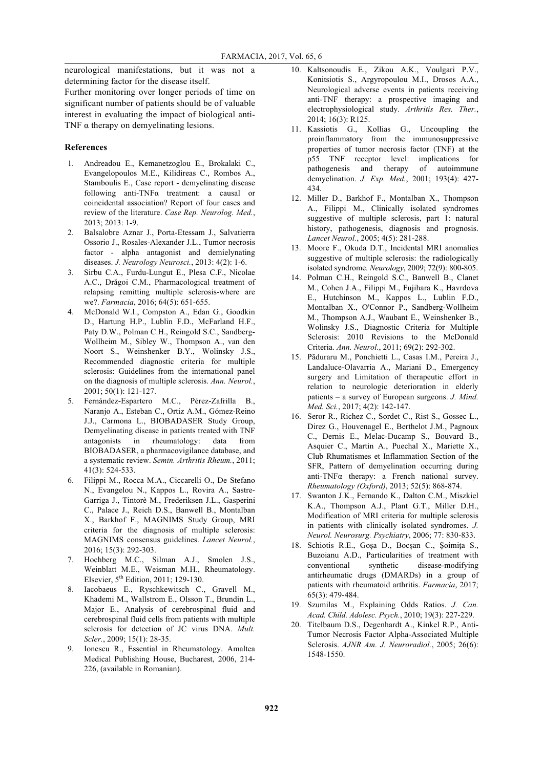neurological manifestations, but it was not a determining factor for the disease itself.

Further monitoring over longer periods of time on significant number of patients should be of valuable interest in evaluating the impact of biological anti-TNF α therapy on demyelinating lesions.

## References

1. Andreadou E., Kemanetzoglou E., Brokalaki C., Evangelopoulos M.E., Kilidireas C., Rombos A., Stamboulis E., Case report - demyelinating disease following anti-TNFα treatment: a causal or coincidental association? Report of four cases and review of the literature. *Case Rep. Neurolog. Med.*, 2013; 2013: 1-9.
2. Balsalobre Aznar J., Porta-Etessam J., Salvatierra Ossorio J., Rosales-Alexander J.L., Tumor necrosis factor - alpha antagonist and demielynating diseases. *J. Neurology Neurosci.*, 2013: 4(2): 1-6.
3. Sirbu C.A., Furdu-Lungut E., Plesa C.F., Nicolae A.C., Drăgoi C.M., Pharmacological treatment of relapsing remitting multiple sclerosis-where are we?. *Farmacia*, 2016; 64(5): 651-655.
4. McDonald W.I., Compston A., Edan G., Goodkin D., Hartung H.P., Lublin F.D., McFarland H.F., Paty D.W., Polman C.H., Reingold S.C., Sandberg-Wollheim M., Sibley W., Thompson A., van den Noort S., Weinshenker B.Y., Wolinsky J.S., Recommended diagnostic criteria for multiple sclerosis: Guidelines from the international panel on the diagnosis of multiple sclerosis. *Ann. Neurol.*, 2001; 50(1): 121-127.
5. Fernández-Espartero M.C., Pérez-Zafrilla B., Naranjo A., Esteban C., Ortiz A.M., Gómez-Reino J.J., Carmona L., BIOBADASER Study Group, Demyelinating disease in patients treated with TNF antagonists in rheumatology: data from BIOBADASER, a pharmacovigilance database, and a systematic review. *Semin. Arthritis Rheum.*, 2011; 41(3): 524-533.
6. Filippi M., Rocca M.A., Ciccarelli O., De Stefano N., Evangelou N., Kappos L., Rovira A., Sastre-Garriga J., Tintorè M., Frederiksen J.L., Gasperini C., Palace J., Reich D.S., Banwell B., Montalban X., Barkhof F., MAGNIMS Study Group, MRI criteria for the diagnosis of multiple sclerosis: MAGNIMS consensus guidelines. *Lancet Neurol.*, 2016; 15(3): 292-303.
7. Hochberg M.C., Silman A.J., Smolen J.S., Weinblatt M.E., Weisman M.H., Rheumatology. Elsevier, 5th Edition, 2011; 129-130.
8. Iacobaeus E., Ryschkewitsch C., Gravell M., Khademi M., Wallstrom E., Olsson T., Brundin L., Major E., Analysis of cerebrospinal fluid and cerebrospinal fluid cells from patients with multiple sclerosis for detection of JC virus DNA. *Mult. Scler.*, 2009; 15(1): 28-35.
9. Ionescu R., Essential in Rheumatology. Amaltea Medical Publishing House, Bucharest, 2006, 214-226, (available in Romanian).
10. Kaltsonoudis E., Zikou A.K., Voulgari P.V., Konitsiotis S., Argyropoulou M.I., Drosos A.A., Neurological adverse events in patients receiving anti-TNF therapy: a prospective imaging and electrophysiological study. *Arthritis Res. Ther.*, 2014; 16(3): R125.
11. Kassiotis G., Kollias G., Uncoupling the proinflammatory from the immunosuppressive properties of tumor necrosis factor (TNF) at the p55 TNF receptor level: implications for pathogenesis and therapy of autoimmune demyelination. *J. Exp. Med.*, 2001; 193(4): 427-434.
12. Miller D., Barkhof F., Montalban X., Thompson A., Filippi M., Clinically isolated syndromes suggestive of multiple sclerosis, part 1: natural history, pathogenesis, diagnosis and prognosis. *Lancet Neurol.*, 2005; 4(5): 281-288.
13. Moore F., Okuda D.T., Incidental MRI anomalies suggestive of multiple sclerosis: the radiologically isolated syndrome. *Neurology*, 2009; 72(9): 800-805.
14. Polman C.H., Reingold S.C., Banwell B., Clanet M., Cohen J.A., Filippi M., Fujihara K., Havrdova E., Hutchinson M., Kappos L., Lublin F.D., Montalban X., O'Connor P., Sandberg-Wollheim M., Thompson A.J., Waubant E., Weinshenker B., Wolinsky J.S., Diagnostic Criteria for Multiple Sclerosis: 2010 Revisions to the McDonald Criteria. *Ann. Neurol.*, 2011; 69(2): 292-302.
15. Păduraru M., Ponchietti L., Casas I.M., Pereira J., Landaluce-Olavarria A., Mariani D., Emergency surgery and Limitation of therapeutic effort in relation to neurologic deterioration in elderly patients – a survey of European surgeons. *J. Mind. Med. Sci.*, 2017; 4(2): 142-147.
16. Seror R., Richez C., Sordet C., Rist S., Gossec L., Direz G., Houvenagel E., Berthelot J.M., Pagnoux C., Dernis E., Melac-Ducamp S., Bouvard B., Asquier C., Martin A., Puechal X., Mariette X., Club Rhumatismes et Inflammation Section of the SFR, Pattern of demyelination occurring during anti-TNFα therapy: a French national survey. *Rheumatology (Oxford)*, 2013; 52(5): 868-874.
17. Swanton J.K., Fernando K., Dalton C.M., Miszkiel K.A., Thompson A.J., Plant G.T., Miller D.H., Modification of MRI criteria for multiple sclerosis in patients with clinically isolated syndromes. *J. Neurol. Neurosurg. Psychiatry*, 2006; 77: 830-833.
18. Schiotis R.E., Goșa D., Bocșan C., Șoimița S., Buzoianu A.D., Particularities of treatment with conventional synthetic disease-modifying antirheumatic drugs (DMARDs) in a group of patients with rheumatoid arthritis. *Farmacia*, 2017; 65(3): 479-484.
19. Szumilas M., Explaining Odds Ratios. *J. Can. Acad. Child. Adolesc. Psych.*, 2010; 19(3): 227-229.
20. Titelbaum D.S., Degenhardt A., Kinkel R.P., Anti-Tumor Necrosis Factor Alpha-Associated Multiple Sclerosis. *AJNR Am. J. Neuroradiol.*, 2005; 26(6): 1548-1550.